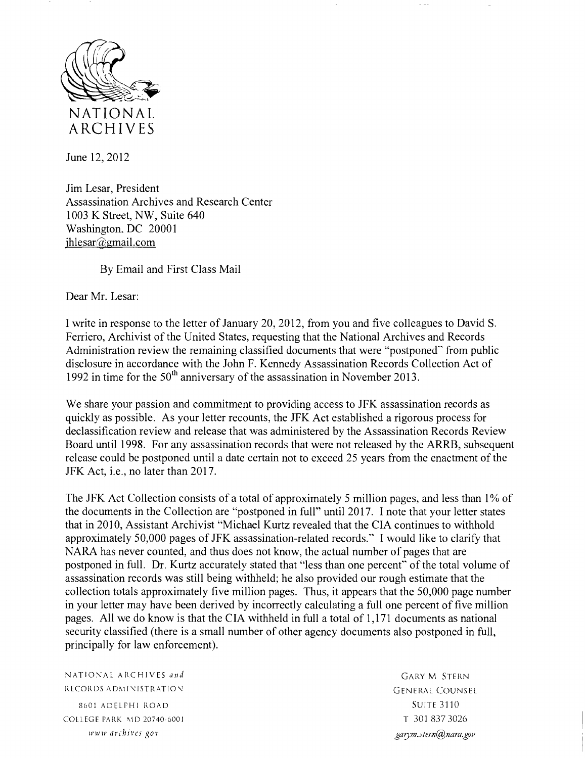NATIONAL ARCHIVES

June 12, 2012

Jim Lesar, President
Assassination Archives and Research Center
1003 K Street, NW, Suite 640
Washington, DC 20001
jhlesar@gmail.com

By Email and First Class Mail

Dear Mr. Lesar:

I write in response to the letter of January 20, 2012, from you and five colleagues to David S. Ferriero, Archivist of the United States, requesting that the National Archives and Records Administration review the remaining classified documents that were "postponed" from public disclosure in accordance with the John F. Kennedy Assassination Records Collection Act of 1992 in time for the 50th anniversary of the assassination in November 2013.

We share your passion and commitment to providing access to JFK assassination records as quickly as possible. As your letter recounts, the JFK Act established a rigorous process for declassification review and release that was administered by the Assassination Records Review Board until 1998. For any assassination records that were not released by the ARRB, subsequent release could be postponed until a date certain not to exceed 25 years from the enactment of the JFK Act, i.e., no later than 2017.

The JFK Act Collection consists of a total of approximately 5 million pages, and less than 1% of the documents in the Collection are "postponed in full" until 2017. I note that your letter states that in 2010, Assistant Archivist "Michael Kurtz revealed that the CIA continues to withhold approximately 50,000 pages of JFK assassination-related records." I would like to clarify that NARA has never counted, and thus does not know, the actual number of pages that are postponed in full. Dr. Kurtz accurately stated that "less than one percent" of the total volume of assassination records was still being withheld; he also provided our rough estimate that the collection totals approximately five million pages. Thus, it appears that the 50,000 page number in your letter may have been derived by incorrectly calculating a full one percent of five million pages. All we do know is that the CIA withheld in full a total of 1,171 documents as national security classified (there is a small number of other agency documents also postponed in full, principally for law enforcement).

NATIONAL ARCHIVES *and* RECORDS ADMINISTRATION
8601 ADELPHI ROAD
COLLEGE PARK MD 20740-6001
*www.archives.gov*

GARY M. STERN
GENERAL COUNSEL
SUITE 3110
T 301 837 3026
*garym.stern@nara.gov*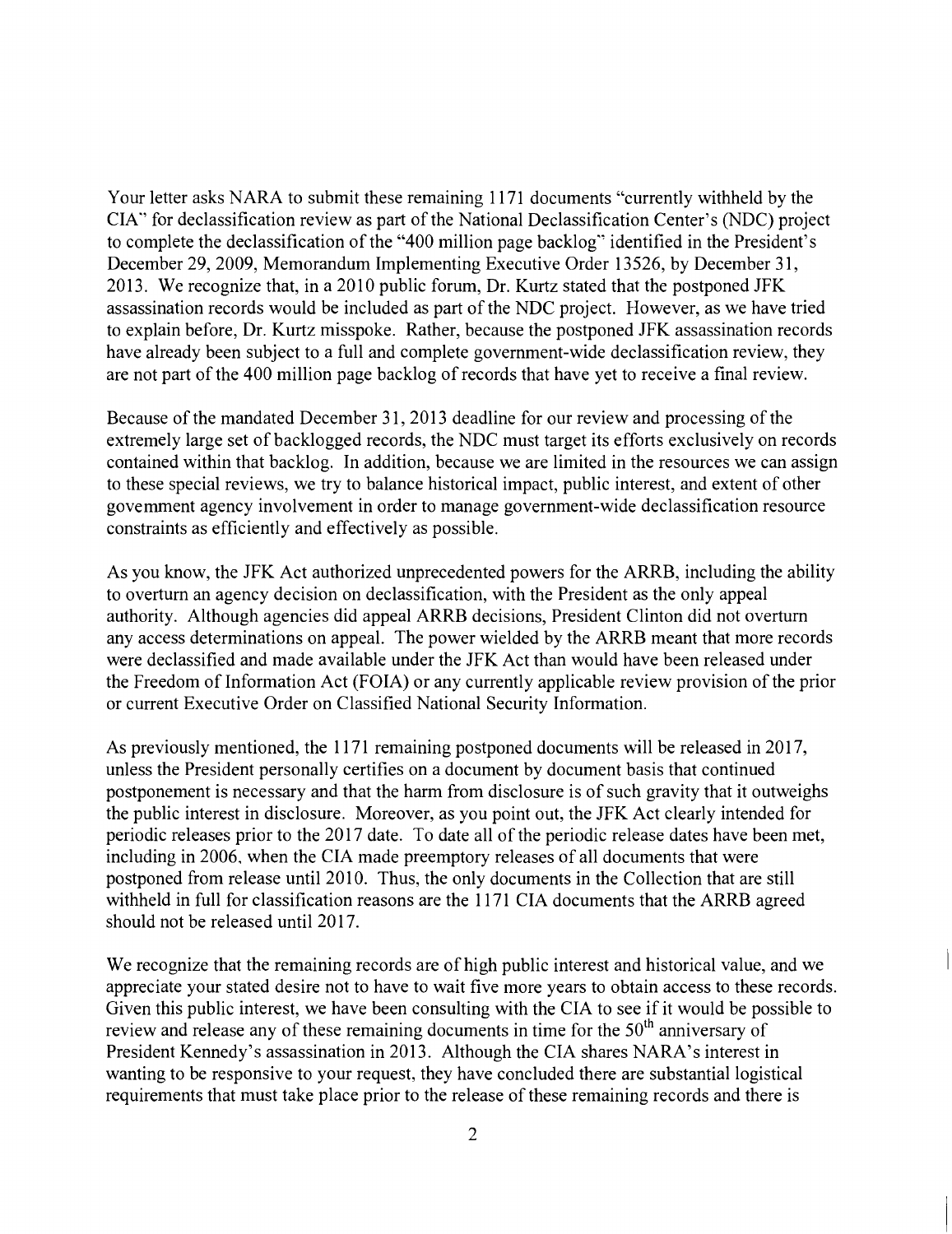Your letter asks NARA to submit these remaining 1171 documents "currently withheld by the CIA" for declassification review as part of the National Declassification Center's (NDC) project to complete the declassification of the "400 million page backlog" identified in the President's December 29, 2009, Memorandum Implementing Executive Order 13526, by December 31, 2013. We recognize that, in a 2010 public forum, Dr. Kurtz stated that the postponed JFK assassination records would be included as part of the NDC project. However, as we have tried to explain before, Dr. Kurtz misspoke. Rather, because the postponed JFK assassination records have already been subject to a full and complete government-wide declassification review, they are not part of the 400 million page backlog of records that have yet to receive a final review.

Because of the mandated December 31, 2013 deadline for our review and processing of the extremely large set of backlogged records, the NDC must target its efforts exclusively on records contained within that backlog. In addition, because we are limited in the resources we can assign to these special reviews, we try to balance historical impact, public interest, and extent of other government agency involvement in order to manage government-wide declassification resource constraints as efficiently and effectively as possible.

As you know, the JFK Act authorized unprecedented powers for the ARRB, including the ability to overturn an agency decision on declassification, with the President as the only appeal authority. Although agencies did appeal ARRB decisions, President Clinton did not overturn any access determinations on appeal. The power wielded by the ARRB meant that more records were declassified and made available under the JFK Act than would have been released under the Freedom of Information Act (FOIA) or any currently applicable review provision of the prior or current Executive Order on Classified National Security Information.

As previously mentioned, the 1171 remaining postponed documents will be released in 2017, unless the President personally certifies on a document by document basis that continued postponement is necessary and that the harm from disclosure is of such gravity that it outweighs the public interest in disclosure. Moreover, as you point out, the JFK Act clearly intended for periodic releases prior to the 2017 date. To date all of the periodic release dates have been met, including in 2006, when the CIA made preemptory releases of all documents that were postponed from release until 2010. Thus, the only documents in the Collection that are still withheld in full for classification reasons are the 1171 CIA documents that the ARRB agreed should not be released until 2017.

We recognize that the remaining records are of high public interest and historical value, and we appreciate your stated desire not to have to wait five more years to obtain access to these records. Given this public interest, we have been consulting with the CIA to see if it would be possible to review and release any of these remaining documents in time for the 50th anniversary of President Kennedy's assassination in 2013. Although the CIA shares NARA's interest in wanting to be responsive to your request, they have concluded there are substantial logistical requirements that must take place prior to the release of these remaining records and there is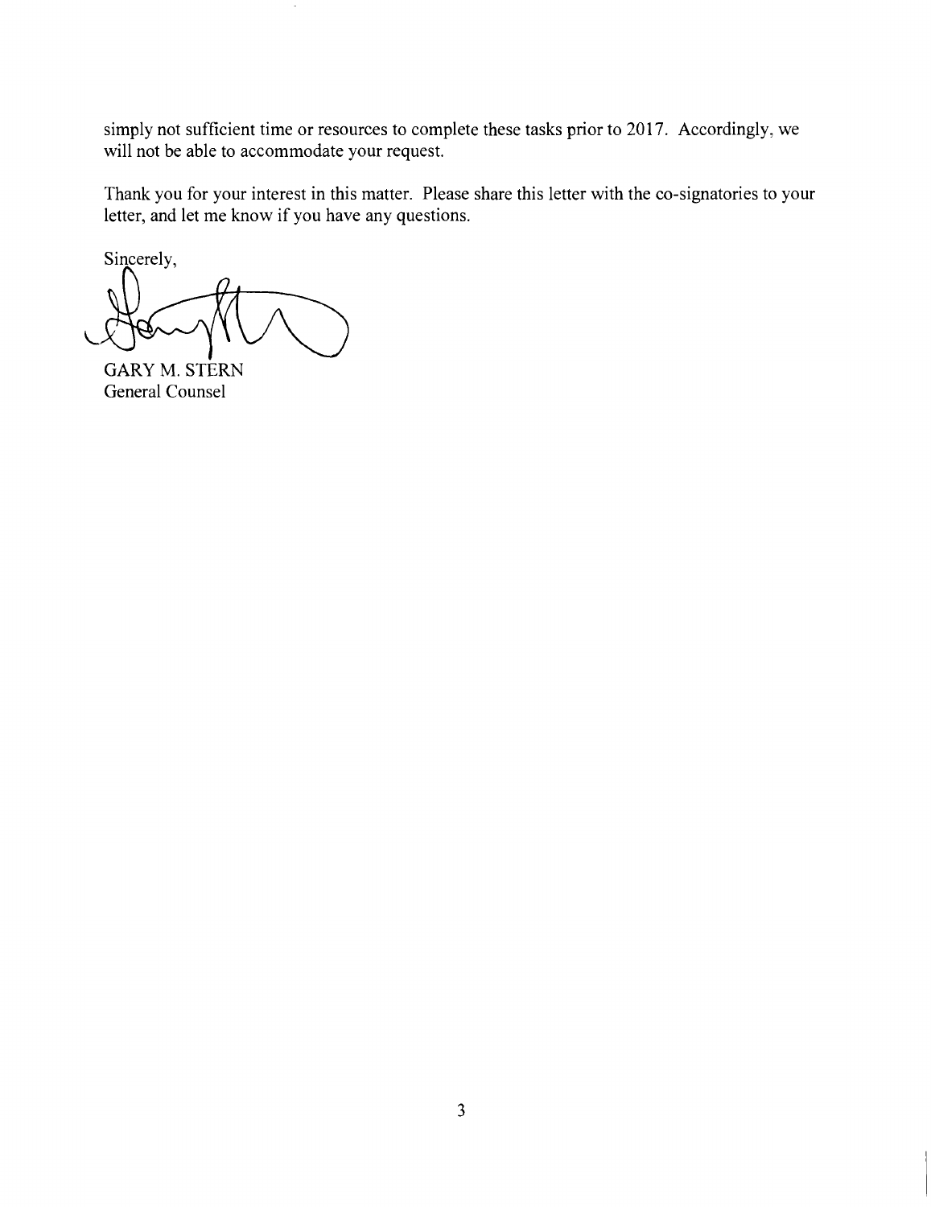simply not sufficient time or resources to complete these tasks prior to 2017. Accordingly, we will not be able to accommodate your request.

Thank you for your interest in this matter. Please share this letter with the co-signatories to your letter, and let me know if you have any questions.

Sincerely,

GARY M. STERN
General Counsel